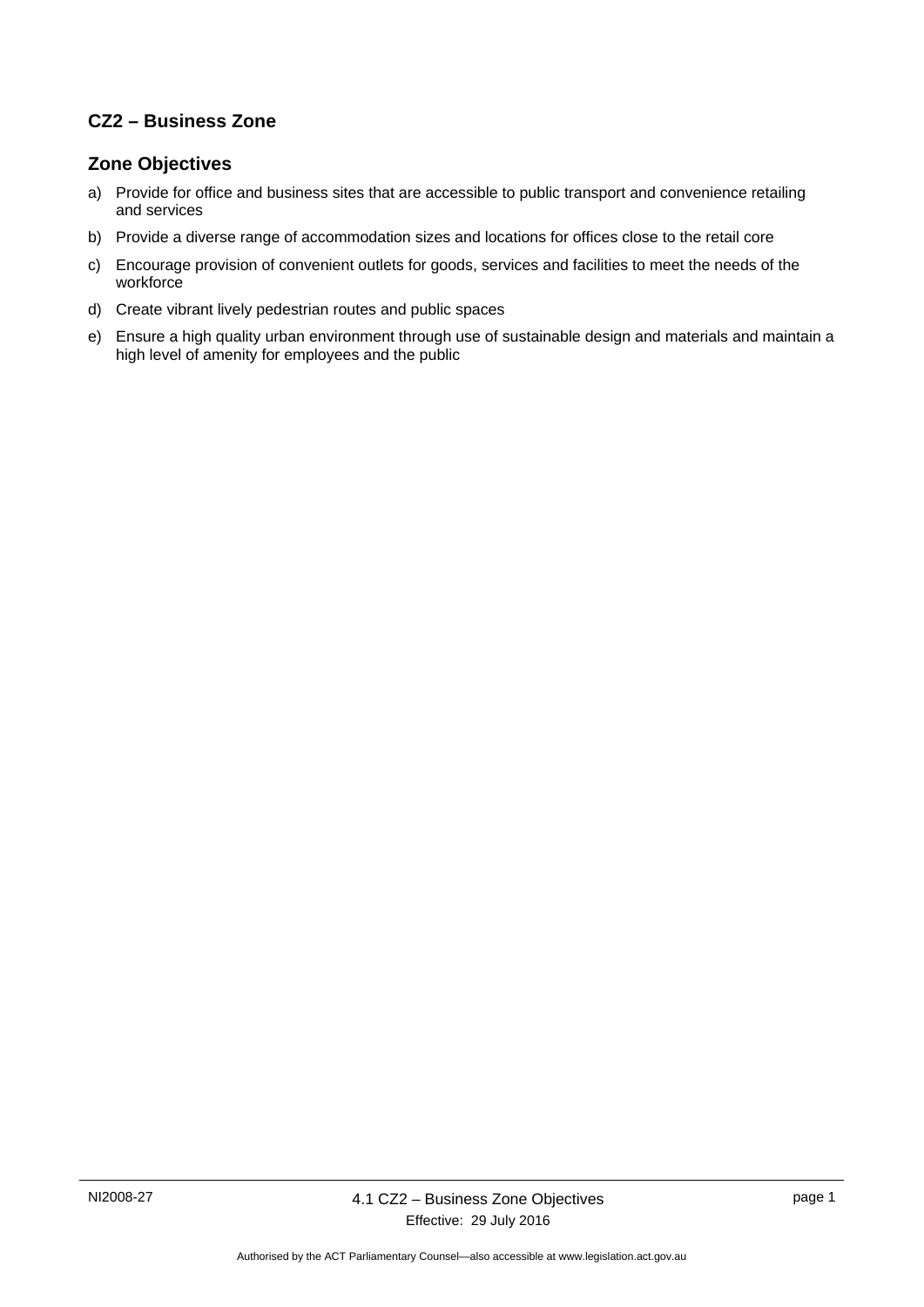## CZ2 – Business Zone

### Zone Objectives

a) Provide for office and business sites that are accessible to public transport and convenience retailing and services

b) Provide a diverse range of accommodation sizes and locations for offices close to the retail core

c) Encourage provision of convenient outlets for goods, services and facilities to meet the needs of the workforce

d) Create vibrant lively pedestrian routes and public spaces

e) Ensure a high quality urban environment through use of sustainable design and materials and maintain a high level of amenity for employees and the public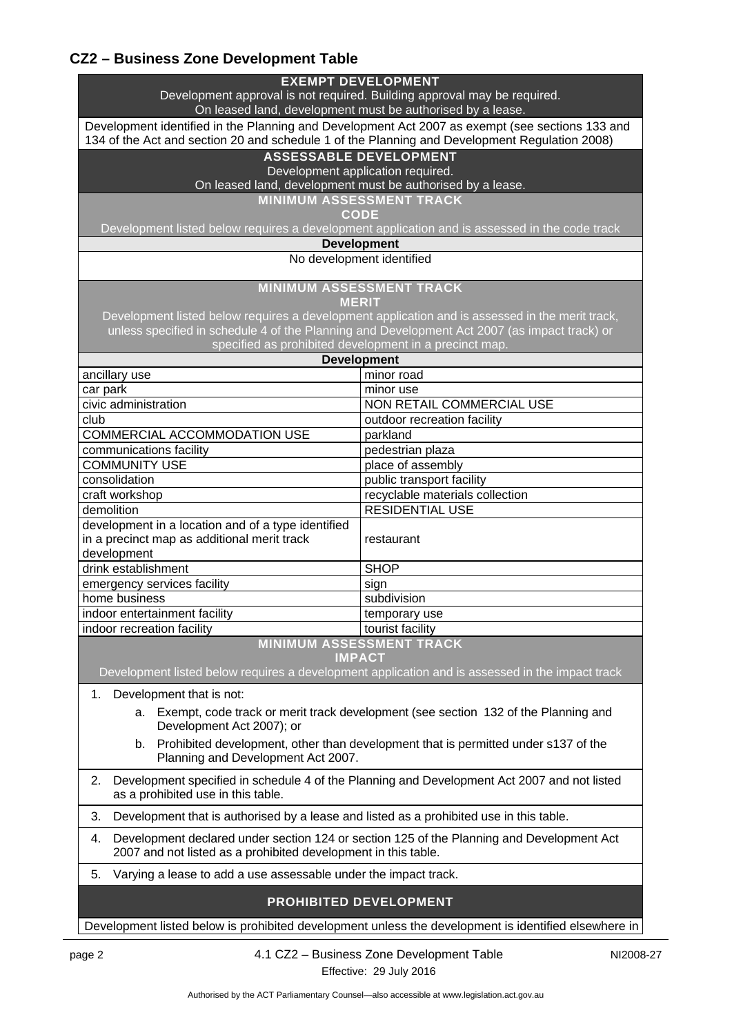## CZ2 – Business Zone Development Table

| **EXEMPT DEVELOPMENT** Development approval is not required. Building approval may be required. On leased land, development must be authorised by a lease. | |
|---|---|
| Development identified in the Planning and Development Act 2007 as exempt (see sections 133 and 134 of the Act and section 20 and schedule 1 of the Planning and Development Regulation 2008) | |
| **ASSESSABLE DEVELOPMENT** Development application required. On leased land, development must be authorised by a lease. | |
| **MINIMUM ASSESSMENT TRACK CODE** Development listed below requires a development application and is assessed in the code track | |
| **Development** | |
| No development identified | |
| **MINIMUM ASSESSMENT TRACK MERIT** Development listed below requires a development application and is assessed in the merit track, unless specified in schedule 4 of the Planning and Development Act 2007 (as impact track) or specified as prohibited development in a precinct map. | |
| **Development** | |
| ancillary use | minor road |
| car park | minor use |
| civic administration | NON RETAIL COMMERCIAL USE |
| club | outdoor recreation facility |
| COMMERCIAL ACCOMMODATION USE | parkland |
| communications facility | pedestrian plaza |
| COMMUNITY USE | place of assembly |
| consolidation | public transport facility |
| craft workshop | recyclable materials collection |
| demolition | RESIDENTIAL USE |
| development in a location and of a type identified in a precinct map as additional merit track development | restaurant |
| drink establishment | SHOP |
| emergency services facility | sign |
| home business | subdivision |
| indoor entertainment facility | temporary use |
| indoor recreation facility | tourist facility |
| **MINIMUM ASSESSMENT TRACK IMPACT** Development listed below requires a development application and is assessed in the impact track | |
| 1. Development that is not: a. Exempt, code track or merit track development (see section 132 of the Planning and Development Act 2007); or b. Prohibited development, other than development that is permitted under s137 of the Planning and Development Act 2007. | |
| 2. Development specified in schedule 4 of the Planning and Development Act 2007 and not listed as a prohibited use in this table. | |
| 3. Development that is authorised by a lease and listed as a prohibited use in this table. | |
| 4. Development declared under section 124 or section 125 of the Planning and Development Act 2007 and not listed as a prohibited development in this table. | |
| 5. Varying a lease to add a use assessable under the impact track. | |
| **PROHIBITED DEVELOPMENT** | |
| Development listed below is prohibited development unless the development is identified elsewhere in | |

4.1 CZ2 – Business Zone Development Table

Effective: 29 July 2016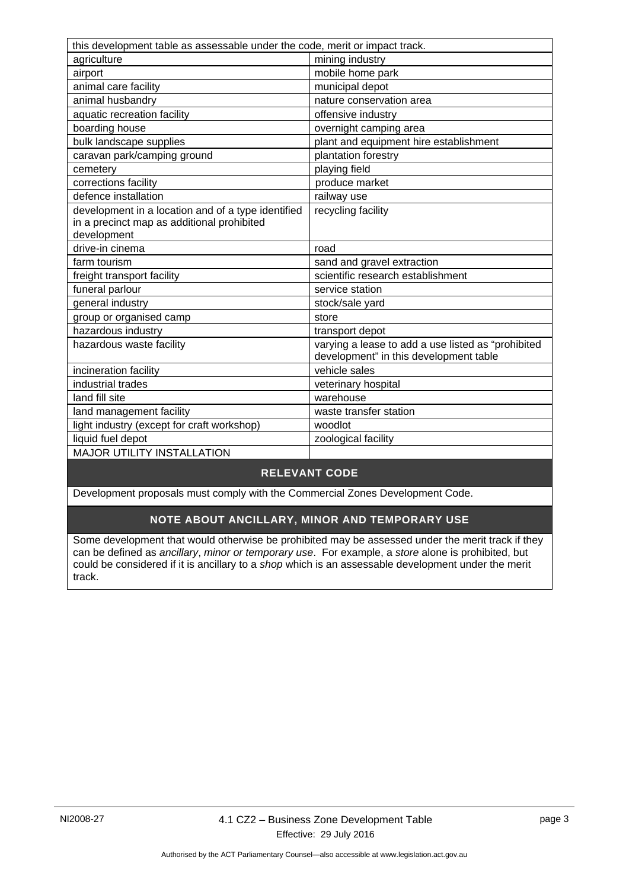| this development table as assessable under the code, merit or impact track. | |
| --- | --- |
| agriculture | mining industry |
| airport | mobile home park |
| animal care facility | municipal depot |
| animal husbandry | nature conservation area |
| aquatic recreation facility | offensive industry |
| boarding house | overnight camping area |
| bulk landscape supplies | plant and equipment hire establishment |
| caravan park/camping ground | plantation forestry |
| cemetery | playing field |
| corrections facility | produce market |
| defence installation | railway use |
| development in a location and of a type identified in a precinct map as additional prohibited development | recycling facility |
| drive-in cinema | road |
| farm tourism | sand and gravel extraction |
| freight transport facility | scientific research establishment |
| funeral parlour | service station |
| general industry | stock/sale yard |
| group or organised camp | store |
| hazardous industry | transport depot |
| hazardous waste facility | varying a lease to add a use listed as "prohibited development" in this development table |
| incineration facility | vehicle sales |
| industrial trades | veterinary hospital |
| land fill site | warehouse |
| land management facility | waste transfer station |
| light industry (except for craft workshop) | woodlot |
| liquid fuel depot | zoological facility |
| MAJOR UTILITY INSTALLATION | |

## RELEVANT CODE

Development proposals must comply with the Commercial Zones Development Code.

## NOTE ABOUT ANCILLARY, MINOR AND TEMPORARY USE

Some development that would otherwise be prohibited may be assessed under the merit track if they can be defined as *ancillary*, *minor or temporary use*. For example, a *store* alone is prohibited, but could be considered if it is ancillary to a *shop* which is an assessable development under the merit track.